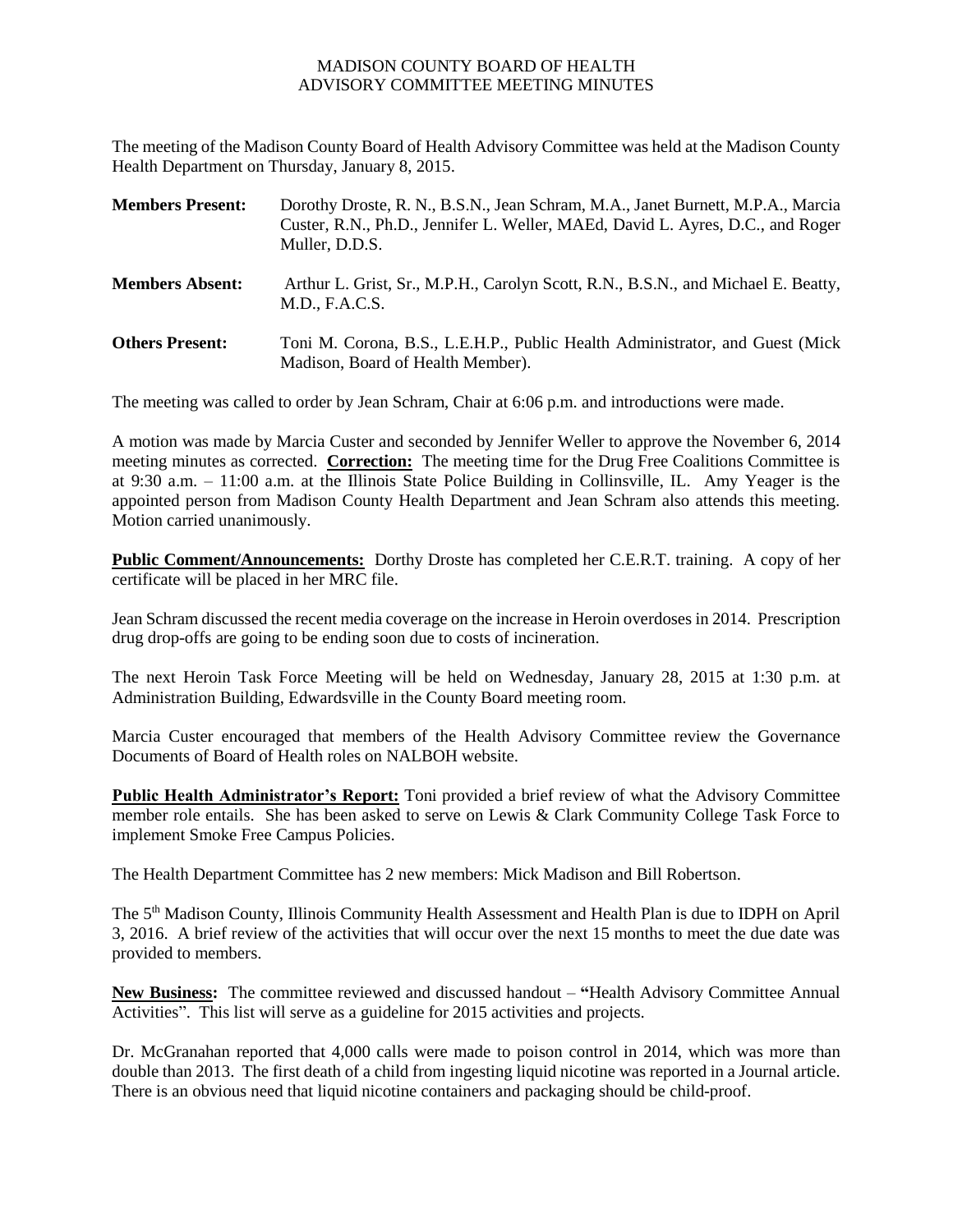MADISON COUNTY BOARD OF HEALTH
ADVISORY COMMITTEE MEETING MINUTES

The meeting of the Madison County Board of Health Advisory Committee was held at the Madison County Health Department on Thursday, January 8, 2015.

**Members Present:** Dorothy Droste, R. N., B.S.N., Jean Schram, M.A., Janet Burnett, M.P.A., Marcia Custer, R.N., Ph.D., Jennifer L. Weller, MAEd, David L. Ayres, D.C., and Roger Muller, D.D.S.

**Members Absent:** Arthur L. Grist, Sr., M.P.H., Carolyn Scott, R.N., B.S.N., and Michael E. Beatty, M.D., F.A.C.S.

**Others Present:** Toni M. Corona, B.S., L.E.H.P., Public Health Administrator, and Guest (Mick Madison, Board of Health Member).

The meeting was called to order by Jean Schram, Chair at 6:06 p.m. and introductions were made.

A motion was made by Marcia Custer and seconded by Jennifer Weller to approve the November 6, 2014 meeting minutes as corrected. **Correction:** The meeting time for the Drug Free Coalitions Committee is at 9:30 a.m. – 11:00 a.m. at the Illinois State Police Building in Collinsville, IL. Amy Yeager is the appointed person from Madison County Health Department and Jean Schram also attends this meeting. Motion carried unanimously.

**Public Comment/Announcements:** Dorthy Droste has completed her C.E.R.T. training. A copy of her certificate will be placed in her MRC file.

Jean Schram discussed the recent media coverage on the increase in Heroin overdoses in 2014. Prescription drug drop-offs are going to be ending soon due to costs of incineration.

The next Heroin Task Force Meeting will be held on Wednesday, January 28, 2015 at 1:30 p.m. at Administration Building, Edwardsville in the County Board meeting room.

Marcia Custer encouraged that members of the Health Advisory Committee review the Governance Documents of Board of Health roles on NALBOH website.

**Public Health Administrator's Report:** Toni provided a brief review of what the Advisory Committee member role entails. She has been asked to serve on Lewis & Clark Community College Task Force to implement Smoke Free Campus Policies.

The Health Department Committee has 2 new members: Mick Madison and Bill Robertson.

The 5th Madison County, Illinois Community Health Assessment and Health Plan is due to IDPH on April 3, 2016. A brief review of the activities that will occur over the next 15 months to meet the due date was provided to members.

**New Business:** The committee reviewed and discussed handout – **"**Health Advisory Committee Annual Activities". This list will serve as a guideline for 2015 activities and projects.

Dr. McGranahan reported that 4,000 calls were made to poison control in 2014, which was more than double than 2013. The first death of a child from ingesting liquid nicotine was reported in a Journal article. There is an obvious need that liquid nicotine containers and packaging should be child-proof.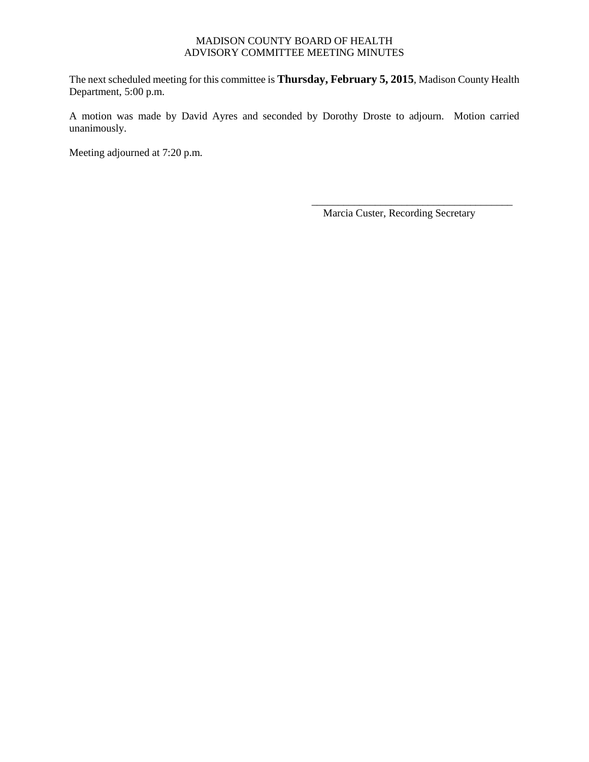MADISON COUNTY BOARD OF HEALTH
ADVISORY COMMITTEE MEETING MINUTES

The next scheduled meeting for this committee is **Thursday, February 5, 2015**, Madison County Health Department, 5:00 p.m.

A motion was made by David Ayres and seconded by Dorothy Droste to adjourn. Motion carried unanimously.

Meeting adjourned at 7:20 p.m.

\_\_\_\_\_\_\_\_\_\_\_\_\_\_\_\_\_\_\_\_\_\_\_\_\_\_\_\_\_\_\_\_\_\_\_\_\_\_\_\_

Marcia Custer, Recording Secretary